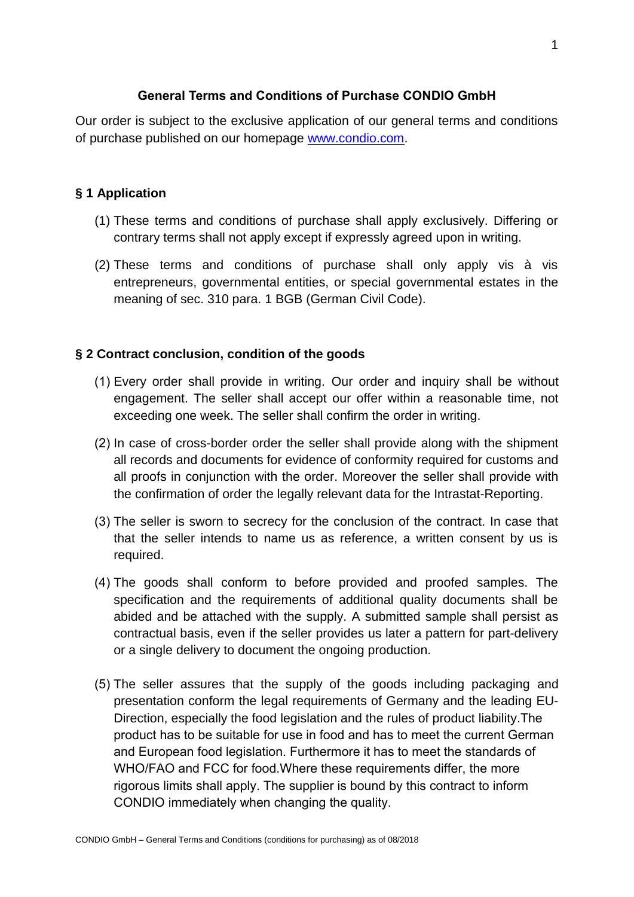# General Terms and Conditions of Purchase CONDIO GmbH

Our order is subject to the exclusive application of our general terms and conditions of purchase published on our homepage [www.condio.com](www.condio.com).

## § 1 Application

(1) These terms and conditions of purchase shall apply exclusively. Differing or contrary terms shall not apply except if expressly agreed upon in writing.

(2) These terms and conditions of purchase shall only apply vis à vis entrepreneurs, governmental entities, or special governmental estates in the meaning of sec. 310 para. 1 BGB (German Civil Code).

## § 2 Contract conclusion, condition of the goods

(1) Every order shall provide in writing. Our order and inquiry shall be without engagement. The seller shall accept our offer within a reasonable time, not exceeding one week. The seller shall confirm the order in writing.

(2) In case of cross-border order the seller shall provide along with the shipment all records and documents for evidence of conformity required for customs and all proofs in conjunction with the order. Moreover the seller shall provide with the confirmation of order the legally relevant data for the Intrastat-Reporting.

(3) The seller is sworn to secrecy for the conclusion of the contract. In case that that the seller intends to name us as reference, a written consent by us is required.

(4) The goods shall conform to before provided and proofed samples. The specification and the requirements of additional quality documents shall be abided and be attached with the supply. A submitted sample shall persist as contractual basis, even if the seller provides us later a pattern for part-delivery or a single delivery to document the ongoing production.

(5) The seller assures that the supply of the goods including packaging and presentation conform the legal requirements of Germany and the leading EU-Direction, especially the food legislation and the rules of product liability.The product has to be suitable for use in food and has to meet the current German and European food legislation. Furthermore it has to meet the standards of WHO/FAO and FCC for food.Where these requirements differ, the more rigorous limits shall apply. The supplier is bound by this contract to inform CONDIO immediately when changing the quality.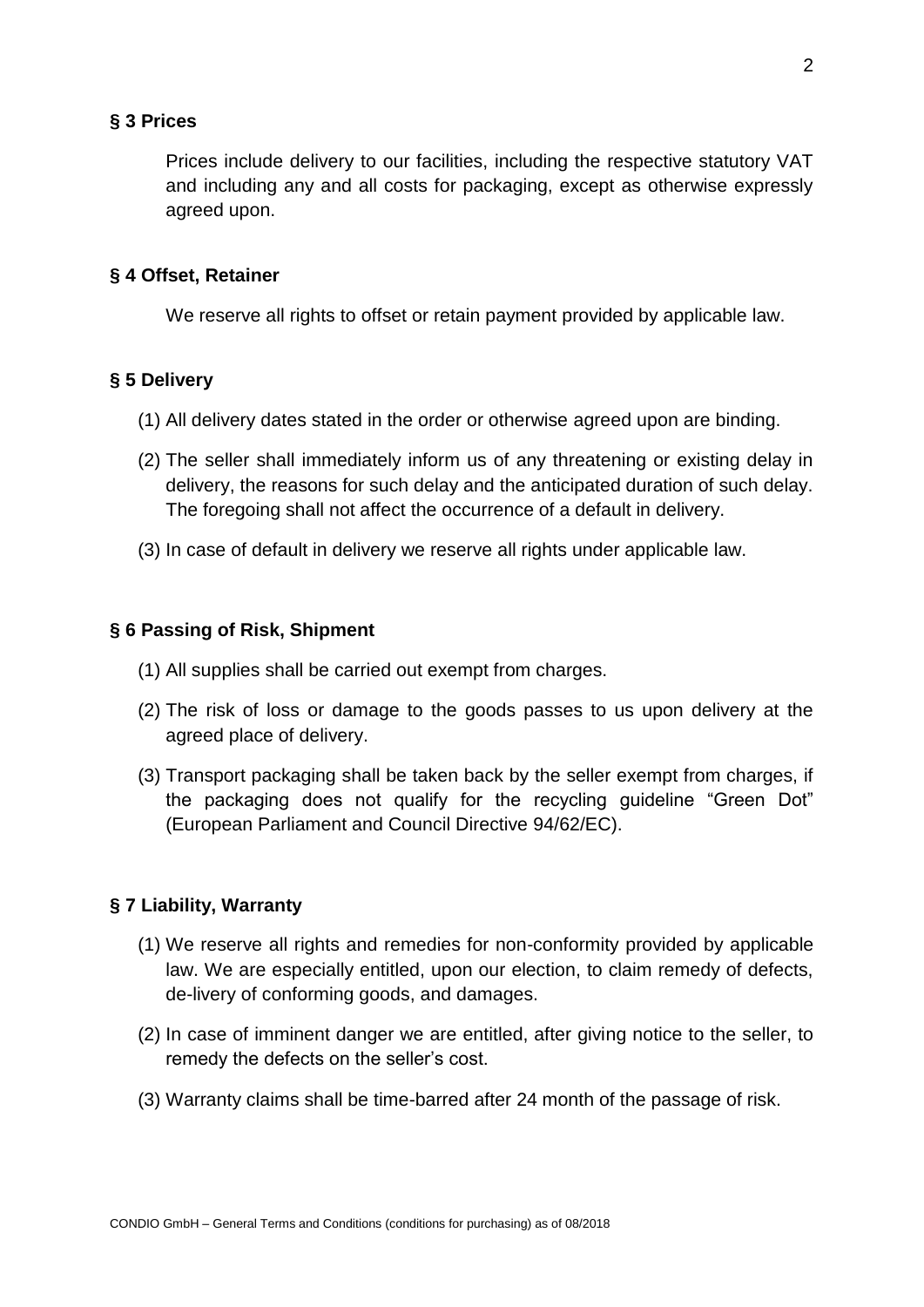## § 3 Prices

Prices include delivery to our facilities, including the respective statutory VAT and including any and all costs for packaging, except as otherwise expressly agreed upon.

## § 4 Offset, Retainer

We reserve all rights to offset or retain payment provided by applicable law.

## § 5 Delivery

(1) All delivery dates stated in the order or otherwise agreed upon are binding.

(2) The seller shall immediately inform us of any threatening or existing delay in delivery, the reasons for such delay and the anticipated duration of such delay. The foregoing shall not affect the occurrence of a default in delivery.

(3) In case of default in delivery we reserve all rights under applicable law.

## § 6 Passing of Risk, Shipment

(1) All supplies shall be carried out exempt from charges.

(2) The risk of loss or damage to the goods passes to us upon delivery at the agreed place of delivery.

(3) Transport packaging shall be taken back by the seller exempt from charges, if the packaging does not qualify for the recycling guideline "Green Dot" (European Parliament and Council Directive 94/62/EC).

## § 7 Liability, Warranty

(1) We reserve all rights and remedies for non-conformity provided by applicable law. We are especially entitled, upon our election, to claim remedy of defects, de-livery of conforming goods, and damages.

(2) In case of imminent danger we are entitled, after giving notice to the seller, to remedy the defects on the seller's cost.

(3) Warranty claims shall be time-barred after 24 month of the passage of risk.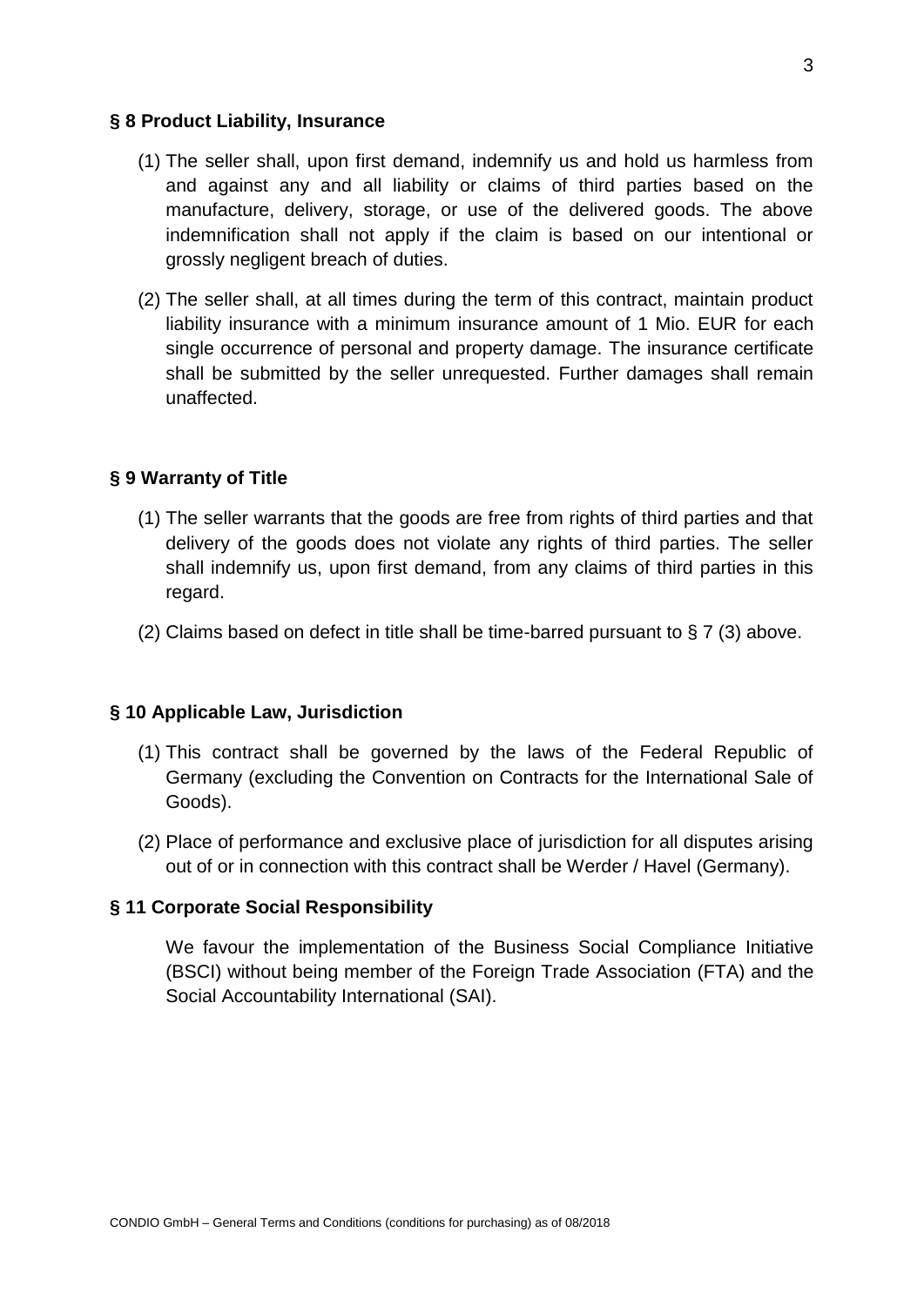## § 8 Product Liability, Insurance

(1) The seller shall, upon first demand, indemnify us and hold us harmless from and against any and all liability or claims of third parties based on the manufacture, delivery, storage, or use of the delivered goods. The above indemnification shall not apply if the claim is based on our intentional or grossly negligent breach of duties.

(2) The seller shall, at all times during the term of this contract, maintain product liability insurance with a minimum insurance amount of 1 Mio. EUR for each single occurrence of personal and property damage. The insurance certificate shall be submitted by the seller unrequested. Further damages shall remain unaffected.

## § 9 Warranty of Title

(1) The seller warrants that the goods are free from rights of third parties and that delivery of the goods does not violate any rights of third parties. The seller shall indemnify us, upon first demand, from any claims of third parties in this regard.

(2) Claims based on defect in title shall be time-barred pursuant to § 7 (3) above.

## § 10 Applicable Law, Jurisdiction

(1) This contract shall be governed by the laws of the Federal Republic of Germany (excluding the Convention on Contracts for the International Sale of Goods).

(2) Place of performance and exclusive place of jurisdiction for all disputes arising out of or in connection with this contract shall be Werder / Havel (Germany).

## § 11 Corporate Social Responsibility

We favour the implementation of the Business Social Compliance Initiative (BSCI) without being member of the Foreign Trade Association (FTA) and the Social Accountability International (SAI).